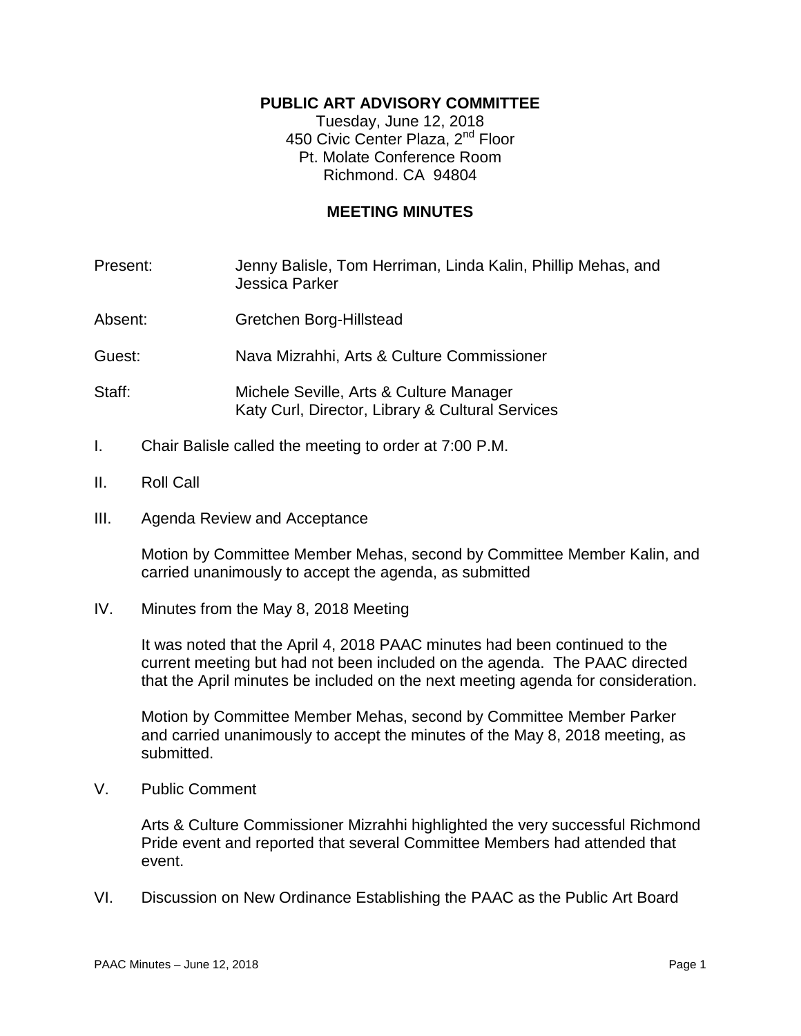**PUBLIC ART ADVISORY COMMITTEE**

Tuesday, June 12, 2018
450 Civic Center Plaza, 2nd Floor
Pt. Molate Conference Room
Richmond. CA 94804

**MEETING MINUTES**

Present: Jenny Balisle, Tom Herriman, Linda Kalin, Phillip Mehas, and Jessica Parker

Absent: Gretchen Borg-Hillstead

Guest: Nava Mizrahhi, Arts & Culture Commissioner

Staff: Michele Seville, Arts & Culture Manager
Katy Curl, Director, Library & Cultural Services

I. Chair Balisle called the meeting to order at 7:00 P.M.

II. Roll Call

III. Agenda Review and Acceptance

Motion by Committee Member Mehas, second by Committee Member Kalin, and carried unanimously to accept the agenda, as submitted

IV. Minutes from the May 8, 2018 Meeting

It was noted that the April 4, 2018 PAAC minutes had been continued to the current meeting but had not been included on the agenda. The PAAC directed that the April minutes be included on the next meeting agenda for consideration.

Motion by Committee Member Mehas, second by Committee Member Parker and carried unanimously to accept the minutes of the May 8, 2018 meeting, as submitted.

V. Public Comment

Arts & Culture Commissioner Mizrahhi highlighted the very successful Richmond Pride event and reported that several Committee Members had attended that event.

VI. Discussion on New Ordinance Establishing the PAAC as the Public Art Board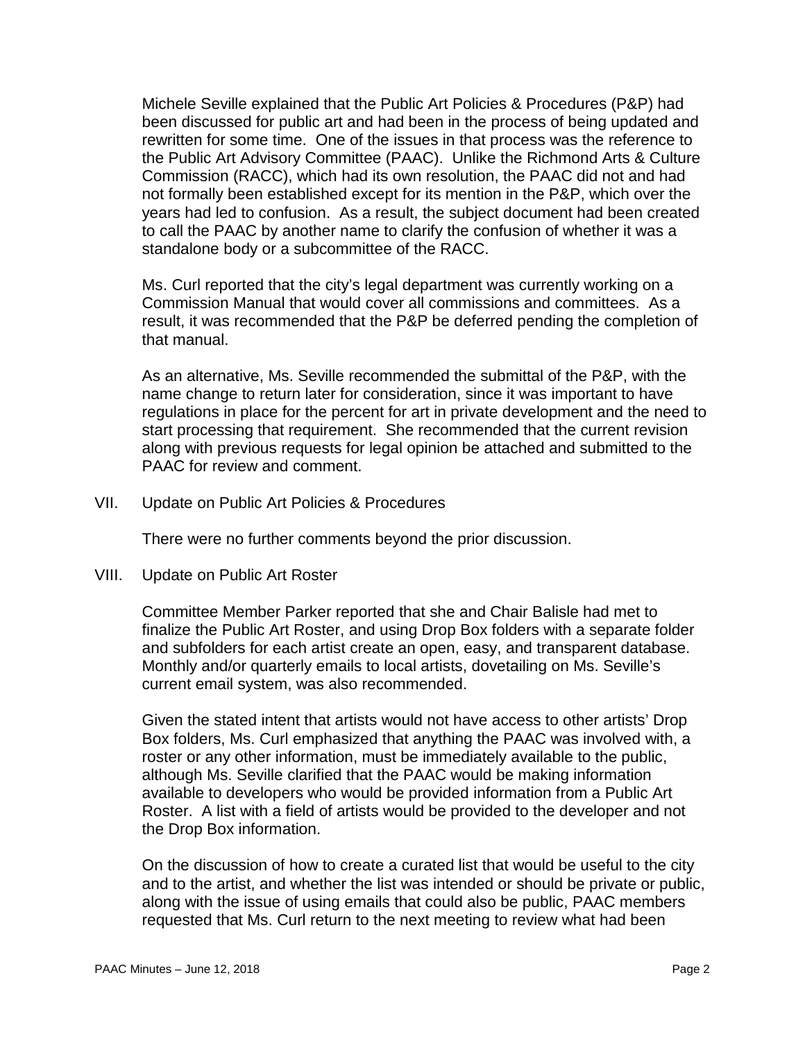Michele Seville explained that the Public Art Policies & Procedures (P&P) had been discussed for public art and had been in the process of being updated and rewritten for some time. One of the issues in that process was the reference to the Public Art Advisory Committee (PAAC). Unlike the Richmond Arts & Culture Commission (RACC), which had its own resolution, the PAAC did not and had not formally been established except for its mention in the P&P, which over the years had led to confusion. As a result, the subject document had been created to call the PAAC by another name to clarify the confusion of whether it was a standalone body or a subcommittee of the RACC.

Ms. Curl reported that the city's legal department was currently working on a Commission Manual that would cover all commissions and committees. As a result, it was recommended that the P&P be deferred pending the completion of that manual.

As an alternative, Ms. Seville recommended the submittal of the P&P, with the name change to return later for consideration, since it was important to have regulations in place for the percent for art in private development and the need to start processing that requirement. She recommended that the current revision along with previous requests for legal opinion be attached and submitted to the PAAC for review and comment.

VII. Update on Public Art Policies & Procedures

There were no further comments beyond the prior discussion.

VIII. Update on Public Art Roster

Committee Member Parker reported that she and Chair Balisle had met to finalize the Public Art Roster, and using Drop Box folders with a separate folder and subfolders for each artist create an open, easy, and transparent database. Monthly and/or quarterly emails to local artists, dovetailing on Ms. Seville's current email system, was also recommended.

Given the stated intent that artists would not have access to other artists' Drop Box folders, Ms. Curl emphasized that anything the PAAC was involved with, a roster or any other information, must be immediately available to the public, although Ms. Seville clarified that the PAAC would be making information available to developers who would be provided information from a Public Art Roster. A list with a field of artists would be provided to the developer and not the Drop Box information.

On the discussion of how to create a curated list that would be useful to the city and to the artist, and whether the list was intended or should be private or public, along with the issue of using emails that could also be public, PAAC members requested that Ms. Curl return to the next meeting to review what had been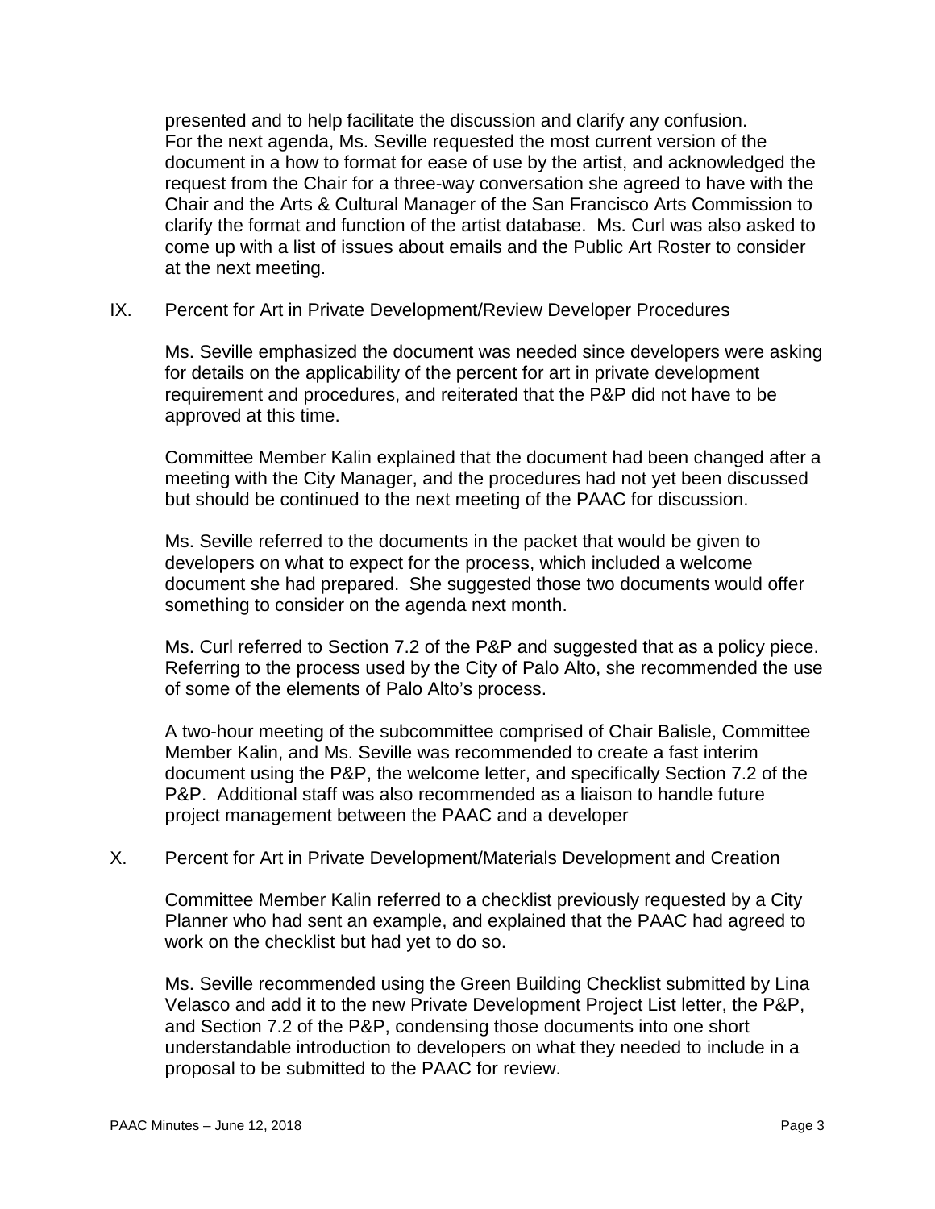presented and to help facilitate the discussion and clarify any confusion. For the next agenda, Ms. Seville requested the most current version of the document in a how to format for ease of use by the artist, and acknowledged the request from the Chair for a three-way conversation she agreed to have with the Chair and the Arts & Cultural Manager of the San Francisco Arts Commission to clarify the format and function of the artist database. Ms. Curl was also asked to come up with a list of issues about emails and the Public Art Roster to consider at the next meeting.

IX. Percent for Art in Private Development/Review Developer Procedures

Ms. Seville emphasized the document was needed since developers were asking for details on the applicability of the percent for art in private development requirement and procedures, and reiterated that the P&P did not have to be approved at this time.

Committee Member Kalin explained that the document had been changed after a meeting with the City Manager, and the procedures had not yet been discussed but should be continued to the next meeting of the PAAC for discussion.

Ms. Seville referred to the documents in the packet that would be given to developers on what to expect for the process, which included a welcome document she had prepared. She suggested those two documents would offer something to consider on the agenda next month.

Ms. Curl referred to Section 7.2 of the P&P and suggested that as a policy piece. Referring to the process used by the City of Palo Alto, she recommended the use of some of the elements of Palo Alto's process.

A two-hour meeting of the subcommittee comprised of Chair Balisle, Committee Member Kalin, and Ms. Seville was recommended to create a fast interim document using the P&P, the welcome letter, and specifically Section 7.2 of the P&P. Additional staff was also recommended as a liaison to handle future project management between the PAAC and a developer

X. Percent for Art in Private Development/Materials Development and Creation

Committee Member Kalin referred to a checklist previously requested by a City Planner who had sent an example, and explained that the PAAC had agreed to work on the checklist but had yet to do so.

Ms. Seville recommended using the Green Building Checklist submitted by Lina Velasco and add it to the new Private Development Project List letter, the P&P, and Section 7.2 of the P&P, condensing those documents into one short understandable introduction to developers on what they needed to include in a proposal to be submitted to the PAAC for review.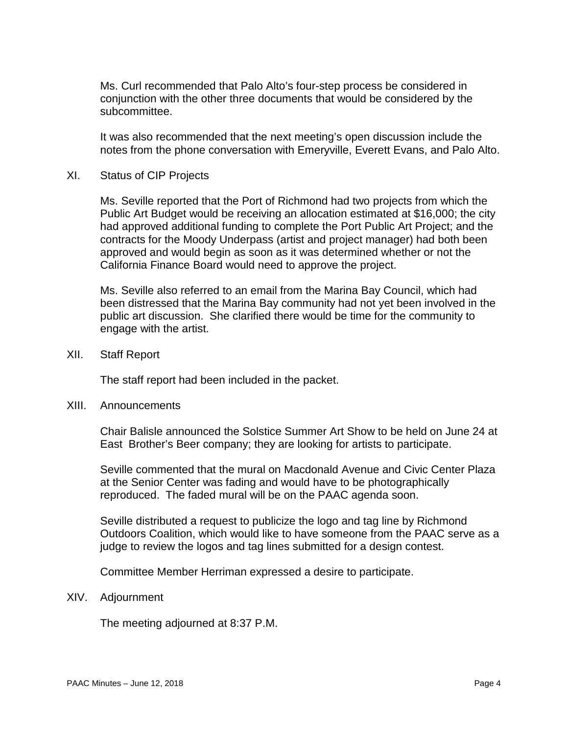Ms. Curl recommended that Palo Alto's four-step process be considered in conjunction with the other three documents that would be considered by the subcommittee.

It was also recommended that the next meeting's open discussion include the notes from the phone conversation with Emeryville, Everett Evans, and Palo Alto.

## XI. Status of CIP Projects

Ms. Seville reported that the Port of Richmond had two projects from which the Public Art Budget would be receiving an allocation estimated at $16,000; the city had approved additional funding to complete the Port Public Art Project; and the contracts for the Moody Underpass (artist and project manager) had both been approved and would begin as soon as it was determined whether or not the California Finance Board would need to approve the project.

Ms. Seville also referred to an email from the Marina Bay Council, which had been distressed that the Marina Bay community had not yet been involved in the public art discussion. She clarified there would be time for the community to engage with the artist.

## XII. Staff Report

The staff report had been included in the packet.

## XIII. Announcements

Chair Balisle announced the Solstice Summer Art Show to be held on June 24 at East Brother's Beer company; they are looking for artists to participate.

Seville commented that the mural on Macdonald Avenue and Civic Center Plaza at the Senior Center was fading and would have to be photographically reproduced. The faded mural will be on the PAAC agenda soon.

Seville distributed a request to publicize the logo and tag line by Richmond Outdoors Coalition, which would like to have someone from the PAAC serve as a judge to review the logos and tag lines submitted for a design contest.

Committee Member Herriman expressed a desire to participate.

## XIV. Adjournment

The meeting adjourned at 8:37 P.M.